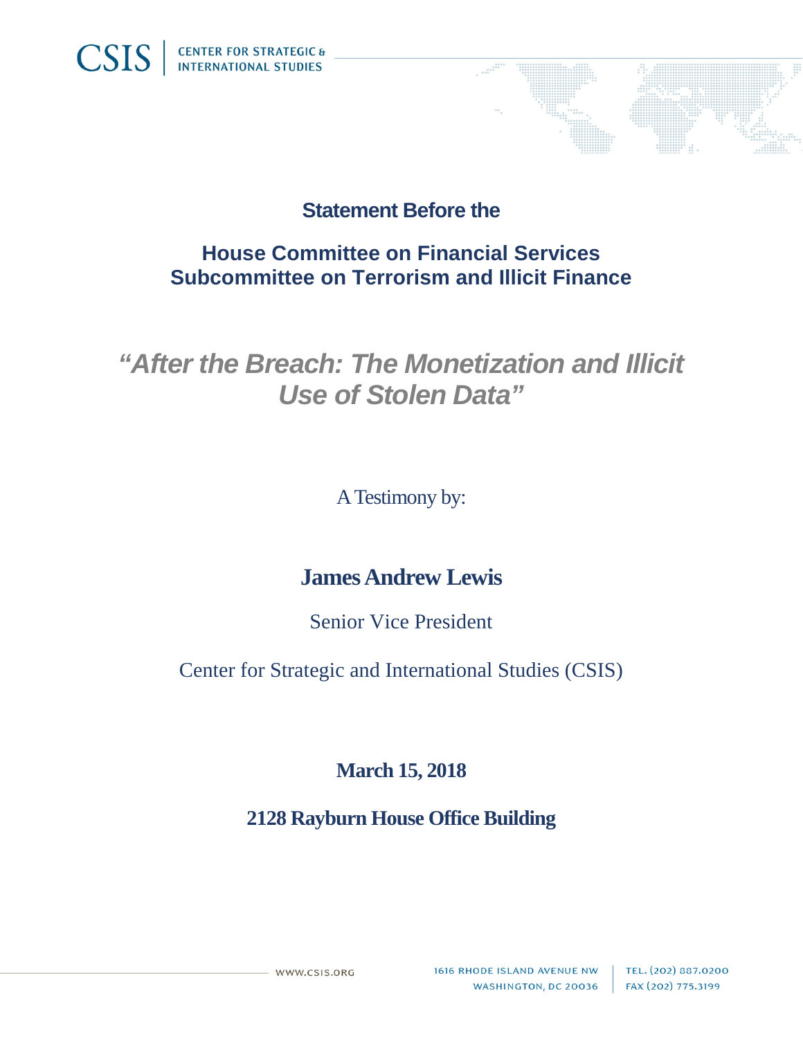**Statement Before the**

**House Committee on Financial Services**
**Subcommittee on Terrorism and Illicit Finance**

# *"After the Breach: The Monetization and Illicit Use of Stolen Data"*

A Testimony by:

**James Andrew Lewis**

Senior Vice President

Center for Strategic and International Studies (CSIS)

**March 15, 2018**

**2128 Rayburn House Office Building**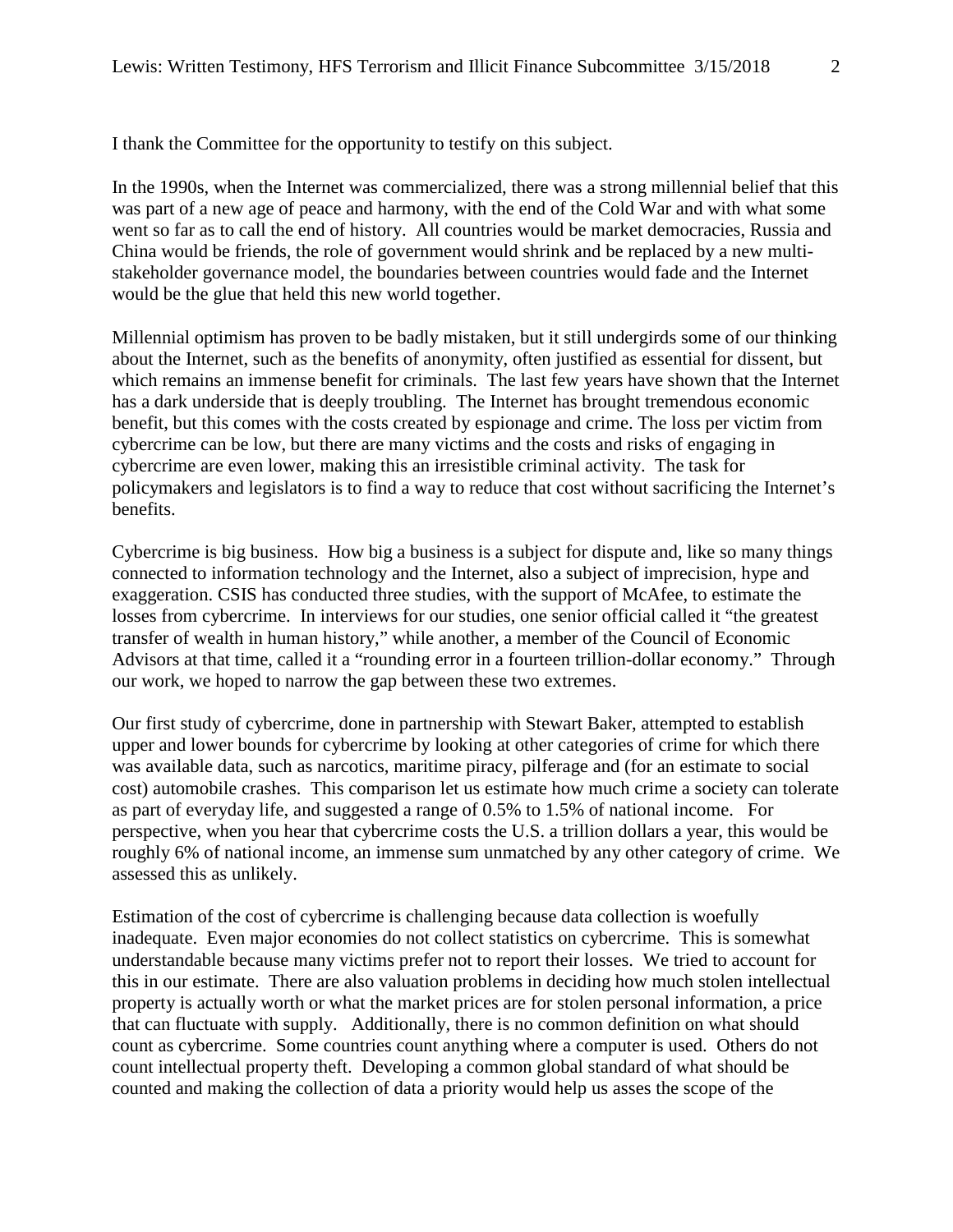I thank the Committee for the opportunity to testify on this subject.

In the 1990s, when the Internet was commercialized, there was a strong millennial belief that this was part of a new age of peace and harmony, with the end of the Cold War and with what some went so far as to call the end of history. All countries would be market democracies, Russia and China would be friends, the role of government would shrink and be replaced by a new multi-stakeholder governance model, the boundaries between countries would fade and the Internet would be the glue that held this new world together.

Millennial optimism has proven to be badly mistaken, but it still undergirds some of our thinking about the Internet, such as the benefits of anonymity, often justified as essential for dissent, but which remains an immense benefit for criminals. The last few years have shown that the Internet has a dark underside that is deeply troubling. The Internet has brought tremendous economic benefit, but this comes with the costs created by espionage and crime. The loss per victim from cybercrime can be low, but there are many victims and the costs and risks of engaging in cybercrime are even lower, making this an irresistible criminal activity. The task for policymakers and legislators is to find a way to reduce that cost without sacrificing the Internet's benefits.

Cybercrime is big business. How big a business is a subject for dispute and, like so many things connected to information technology and the Internet, also a subject of imprecision, hype and exaggeration. CSIS has conducted three studies, with the support of McAfee, to estimate the losses from cybercrime. In interviews for our studies, one senior official called it "the greatest transfer of wealth in human history," while another, a member of the Council of Economic Advisors at that time, called it a "rounding error in a fourteen trillion-dollar economy." Through our work, we hoped to narrow the gap between these two extremes.

Our first study of cybercrime, done in partnership with Stewart Baker, attempted to establish upper and lower bounds for cybercrime by looking at other categories of crime for which there was available data, such as narcotics, maritime piracy, pilferage and (for an estimate to social cost) automobile crashes. This comparison let us estimate how much crime a society can tolerate as part of everyday life, and suggested a range of 0.5% to 1.5% of national income. For perspective, when you hear that cybercrime costs the U.S. a trillion dollars a year, this would be roughly 6% of national income, an immense sum unmatched by any other category of crime. We assessed this as unlikely.

Estimation of the cost of cybercrime is challenging because data collection is woefully inadequate. Even major economies do not collect statistics on cybercrime. This is somewhat understandable because many victims prefer not to report their losses. We tried to account for this in our estimate. There are also valuation problems in deciding how much stolen intellectual property is actually worth or what the market prices are for stolen personal information, a price that can fluctuate with supply. Additionally, there is no common definition on what should count as cybercrime. Some countries count anything where a computer is used. Others do not count intellectual property theft. Developing a common global standard of what should be counted and making the collection of data a priority would help us asses the scope of the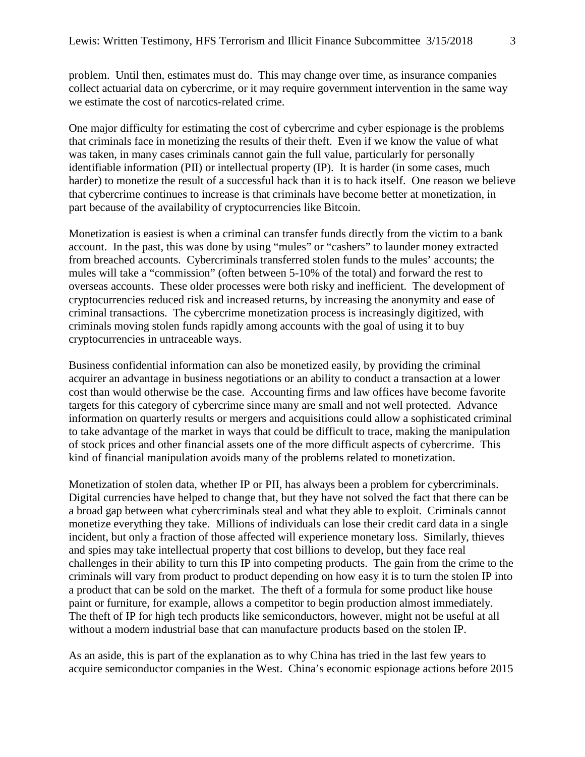problem. Until then, estimates must do. This may change over time, as insurance companies collect actuarial data on cybercrime, or it may require government intervention in the same way we estimate the cost of narcotics-related crime.

One major difficulty for estimating the cost of cybercrime and cyber espionage is the problems that criminals face in monetizing the results of their theft. Even if we know the value of what was taken, in many cases criminals cannot gain the full value, particularly for personally identifiable information (PII) or intellectual property (IP). It is harder (in some cases, much harder) to monetize the result of a successful hack than it is to hack itself. One reason we believe that cybercrime continues to increase is that criminals have become better at monetization, in part because of the availability of cryptocurrencies like Bitcoin.

Monetization is easiest is when a criminal can transfer funds directly from the victim to a bank account. In the past, this was done by using "mules" or "cashers" to launder money extracted from breached accounts. Cybercriminals transferred stolen funds to the mules' accounts; the mules will take a "commission" (often between 5-10% of the total) and forward the rest to overseas accounts. These older processes were both risky and inefficient. The development of cryptocurrencies reduced risk and increased returns, by increasing the anonymity and ease of criminal transactions. The cybercrime monetization process is increasingly digitized, with criminals moving stolen funds rapidly among accounts with the goal of using it to buy cryptocurrencies in untraceable ways.

Business confidential information can also be monetized easily, by providing the criminal acquirer an advantage in business negotiations or an ability to conduct a transaction at a lower cost than would otherwise be the case. Accounting firms and law offices have become favorite targets for this category of cybercrime since many are small and not well protected. Advance information on quarterly results or mergers and acquisitions could allow a sophisticated criminal to take advantage of the market in ways that could be difficult to trace, making the manipulation of stock prices and other financial assets one of the more difficult aspects of cybercrime. This kind of financial manipulation avoids many of the problems related to monetization.

Monetization of stolen data, whether IP or PII, has always been a problem for cybercriminals. Digital currencies have helped to change that, but they have not solved the fact that there can be a broad gap between what cybercriminals steal and what they able to exploit. Criminals cannot monetize everything they take. Millions of individuals can lose their credit card data in a single incident, but only a fraction of those affected will experience monetary loss. Similarly, thieves and spies may take intellectual property that cost billions to develop, but they face real challenges in their ability to turn this IP into competing products. The gain from the crime to the criminals will vary from product to product depending on how easy it is to turn the stolen IP into a product that can be sold on the market. The theft of a formula for some product like house paint or furniture, for example, allows a competitor to begin production almost immediately. The theft of IP for high tech products like semiconductors, however, might not be useful at all without a modern industrial base that can manufacture products based on the stolen IP.

As an aside, this is part of the explanation as to why China has tried in the last few years to acquire semiconductor companies in the West. China's economic espionage actions before 2015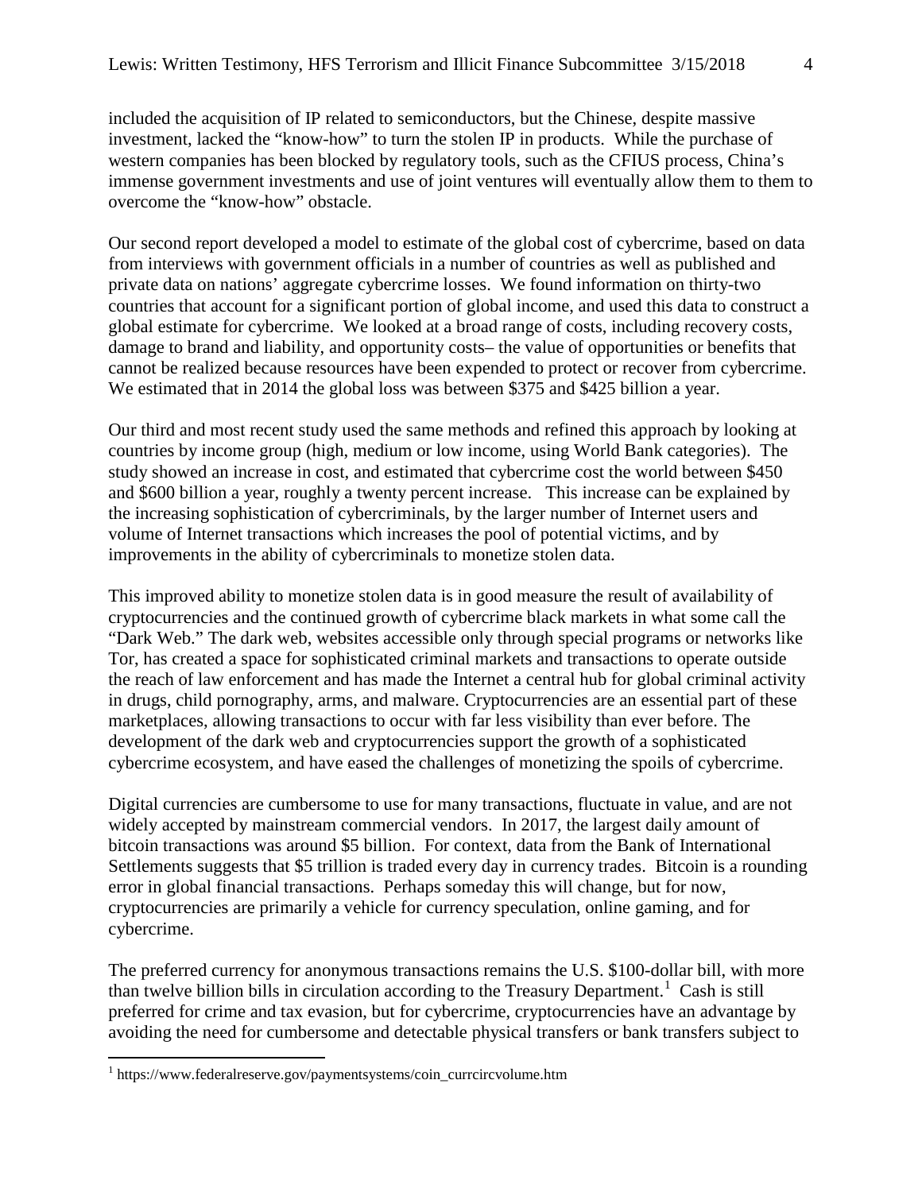included the acquisition of IP related to semiconductors, but the Chinese, despite massive investment, lacked the "know-how" to turn the stolen IP in products. While the purchase of western companies has been blocked by regulatory tools, such as the CFIUS process, China's immense government investments and use of joint ventures will eventually allow them to them to overcome the "know-how" obstacle.

Our second report developed a model to estimate of the global cost of cybercrime, based on data from interviews with government officials in a number of countries as well as published and private data on nations' aggregate cybercrime losses. We found information on thirty-two countries that account for a significant portion of global income, and used this data to construct a global estimate for cybercrime. We looked at a broad range of costs, including recovery costs, damage to brand and liability, and opportunity costs– the value of opportunities or benefits that cannot be realized because resources have been expended to protect or recover from cybercrime. We estimated that in 2014 the global loss was between $375 and $425 billion a year.

Our third and most recent study used the same methods and refined this approach by looking at countries by income group (high, medium or low income, using World Bank categories). The study showed an increase in cost, and estimated that cybercrime cost the world between $450 and $600 billion a year, roughly a twenty percent increase. This increase can be explained by the increasing sophistication of cybercriminals, by the larger number of Internet users and volume of Internet transactions which increases the pool of potential victims, and by improvements in the ability of cybercriminals to monetize stolen data.

This improved ability to monetize stolen data is in good measure the result of availability of cryptocurrencies and the continued growth of cybercrime black markets in what some call the "Dark Web." The dark web, websites accessible only through special programs or networks like Tor, has created a space for sophisticated criminal markets and transactions to operate outside the reach of law enforcement and has made the Internet a central hub for global criminal activity in drugs, child pornography, arms, and malware. Cryptocurrencies are an essential part of these marketplaces, allowing transactions to occur with far less visibility than ever before. The development of the dark web and cryptocurrencies support the growth of a sophisticated cybercrime ecosystem, and have eased the challenges of monetizing the spoils of cybercrime.

Digital currencies are cumbersome to use for many transactions, fluctuate in value, and are not widely accepted by mainstream commercial vendors. In 2017, the largest daily amount of bitcoin transactions was around $5 billion. For context, data from the Bank of International Settlements suggests that $5 trillion is traded every day in currency trades. Bitcoin is a rounding error in global financial transactions. Perhaps someday this will change, but for now, cryptocurrencies are primarily a vehicle for currency speculation, online gaming, and for cybercrime.

The preferred currency for anonymous transactions remains the U.S. $100-dollar bill, with more than twelve billion bills in circulation according to the Treasury Department.[1] Cash is still preferred for crime and tax evasion, but for cybercrime, cryptocurrencies have an advantage by avoiding the need for cumbersome and detectable physical transfers or bank transfers subject to

[1] https://www.federalreserve.gov/paymentsystems/coin_currcircvolume.htm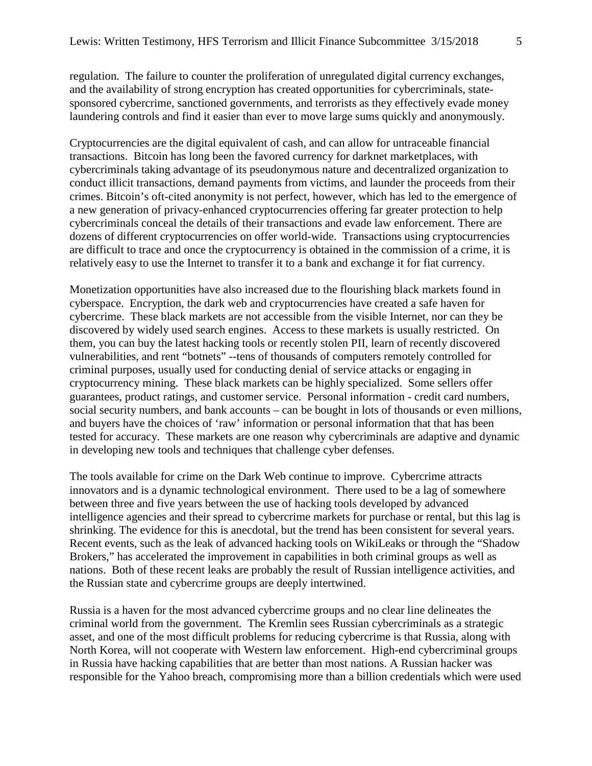regulation. The failure to counter the proliferation of unregulated digital currency exchanges, and the availability of strong encryption has created opportunities for cybercriminals, state-sponsored cybercrime, sanctioned governments, and terrorists as they effectively evade money laundering controls and find it easier than ever to move large sums quickly and anonymously.

Cryptocurrencies are the digital equivalent of cash, and can allow for untraceable financial transactions. Bitcoin has long been the favored currency for darknet marketplaces, with cybercriminals taking advantage of its pseudonymous nature and decentralized organization to conduct illicit transactions, demand payments from victims, and launder the proceeds from their crimes. Bitcoin's oft-cited anonymity is not perfect, however, which has led to the emergence of a new generation of privacy-enhanced cryptocurrencies offering far greater protection to help cybercriminals conceal the details of their transactions and evade law enforcement. There are dozens of different cryptocurrencies on offer world-wide. Transactions using cryptocurrencies are difficult to trace and once the cryptocurrency is obtained in the commission of a crime, it is relatively easy to use the Internet to transfer it to a bank and exchange it for fiat currency.

Monetization opportunities have also increased due to the flourishing black markets found in cyberspace. Encryption, the dark web and cryptocurrencies have created a safe haven for cybercrime. These black markets are not accessible from the visible Internet, nor can they be discovered by widely used search engines. Access to these markets is usually restricted. On them, you can buy the latest hacking tools or recently stolen PII, learn of recently discovered vulnerabilities, and rent "botnets" --tens of thousands of computers remotely controlled for criminal purposes, usually used for conducting denial of service attacks or engaging in cryptocurrency mining. These black markets can be highly specialized. Some sellers offer guarantees, product ratings, and customer service. Personal information - credit card numbers, social security numbers, and bank accounts – can be bought in lots of thousands or even millions, and buyers have the choices of 'raw' information or personal information that that has been tested for accuracy. These markets are one reason why cybercriminals are adaptive and dynamic in developing new tools and techniques that challenge cyber defenses.

The tools available for crime on the Dark Web continue to improve. Cybercrime attracts innovators and is a dynamic technological environment. There used to be a lag of somewhere between three and five years between the use of hacking tools developed by advanced intelligence agencies and their spread to cybercrime markets for purchase or rental, but this lag is shrinking. The evidence for this is anecdotal, but the trend has been consistent for several years. Recent events, such as the leak of advanced hacking tools on WikiLeaks or through the "Shadow Brokers," has accelerated the improvement in capabilities in both criminal groups as well as nations. Both of these recent leaks are probably the result of Russian intelligence activities, and the Russian state and cybercrime groups are deeply intertwined.

Russia is a haven for the most advanced cybercrime groups and no clear line delineates the criminal world from the government. The Kremlin sees Russian cybercriminals as a strategic asset, and one of the most difficult problems for reducing cybercrime is that Russia, along with North Korea, will not cooperate with Western law enforcement. High-end cybercriminal groups in Russia have hacking capabilities that are better than most nations. A Russian hacker was responsible for the Yahoo breach, compromising more than a billion credentials which were used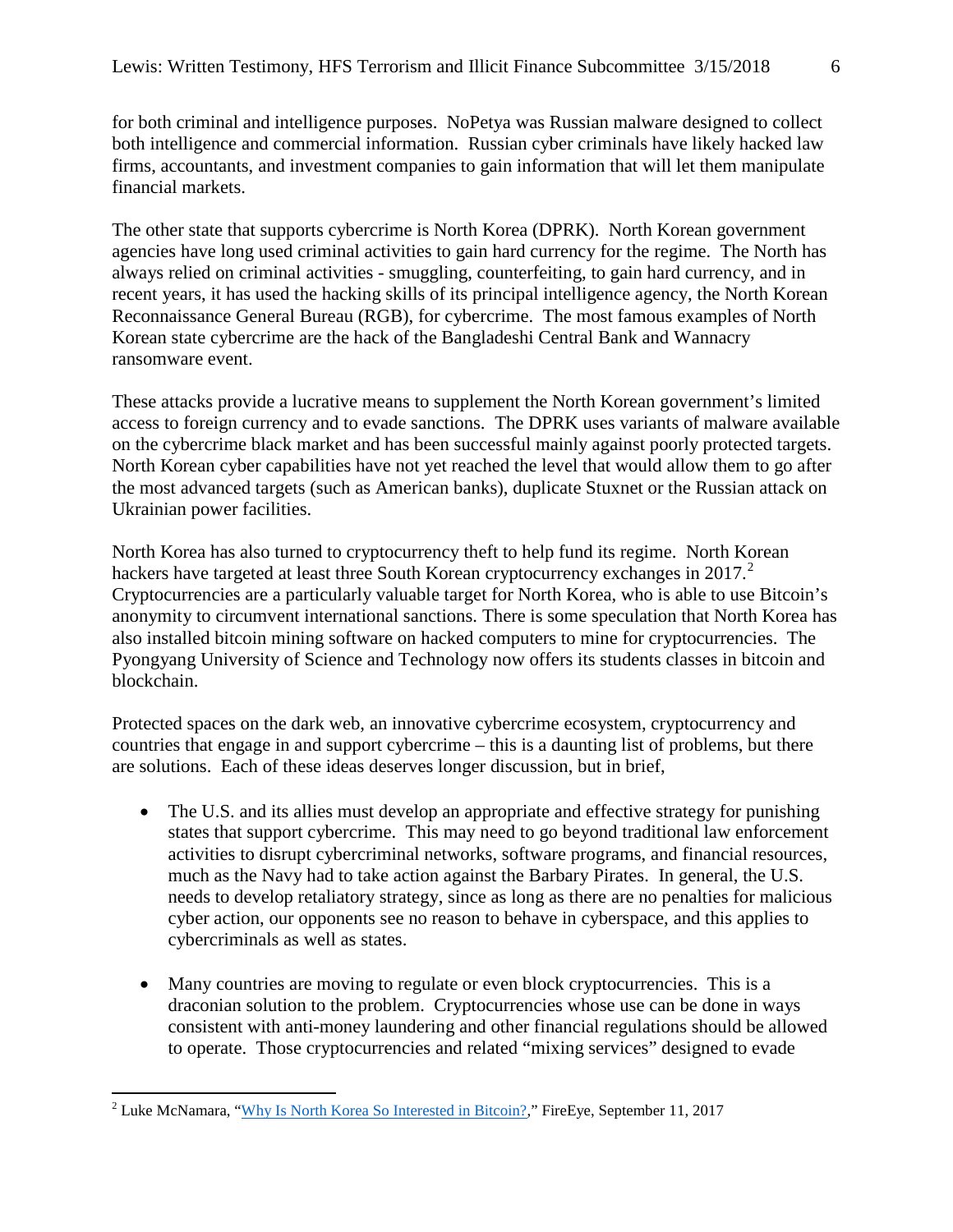for both criminal and intelligence purposes. NoPetya was Russian malware designed to collect both intelligence and commercial information. Russian cyber criminals have likely hacked law firms, accountants, and investment companies to gain information that will let them manipulate financial markets.

The other state that supports cybercrime is North Korea (DPRK). North Korean government agencies have long used criminal activities to gain hard currency for the regime. The North has always relied on criminal activities - smuggling, counterfeiting, to gain hard currency, and in recent years, it has used the hacking skills of its principal intelligence agency, the North Korean Reconnaissance General Bureau (RGB), for cybercrime. The most famous examples of North Korean state cybercrime are the hack of the Bangladeshi Central Bank and Wannacry ransomware event.

These attacks provide a lucrative means to supplement the North Korean government's limited access to foreign currency and to evade sanctions. The DPRK uses variants of malware available on the cybercrime black market and has been successful mainly against poorly protected targets. North Korean cyber capabilities have not yet reached the level that would allow them to go after the most advanced targets (such as American banks), duplicate Stuxnet or the Russian attack on Ukrainian power facilities.

North Korea has also turned to cryptocurrency theft to help fund its regime. North Korean hackers have targeted at least three South Korean cryptocurrency exchanges in 2017.[2] Cryptocurrencies are a particularly valuable target for North Korea, who is able to use Bitcoin's anonymity to circumvent international sanctions. There is some speculation that North Korea has also installed bitcoin mining software on hacked computers to mine for cryptocurrencies. The Pyongyang University of Science and Technology now offers its students classes in bitcoin and blockchain.

Protected spaces on the dark web, an innovative cybercrime ecosystem, cryptocurrency and countries that engage in and support cybercrime – this is a daunting list of problems, but there are solutions. Each of these ideas deserves longer discussion, but in brief,

- The U.S. and its allies must develop an appropriate and effective strategy for punishing states that support cybercrime. This may need to go beyond traditional law enforcement activities to disrupt cybercriminal networks, software programs, and financial resources, much as the Navy had to take action against the Barbary Pirates. In general, the U.S. needs to develop retaliatory strategy, since as long as there are no penalties for malicious cyber action, our opponents see no reason to behave in cyberspace, and this applies to cybercriminals as well as states.
- Many countries are moving to regulate or even block cryptocurrencies. This is a draconian solution to the problem. Cryptocurrencies whose use can be done in ways consistent with anti-money laundering and other financial regulations should be allowed to operate. Those cryptocurrencies and related "mixing services" designed to evade

[2] Luke McNamara, "Why Is North Korea So Interested in Bitcoin?," FireEye, September 11, 2017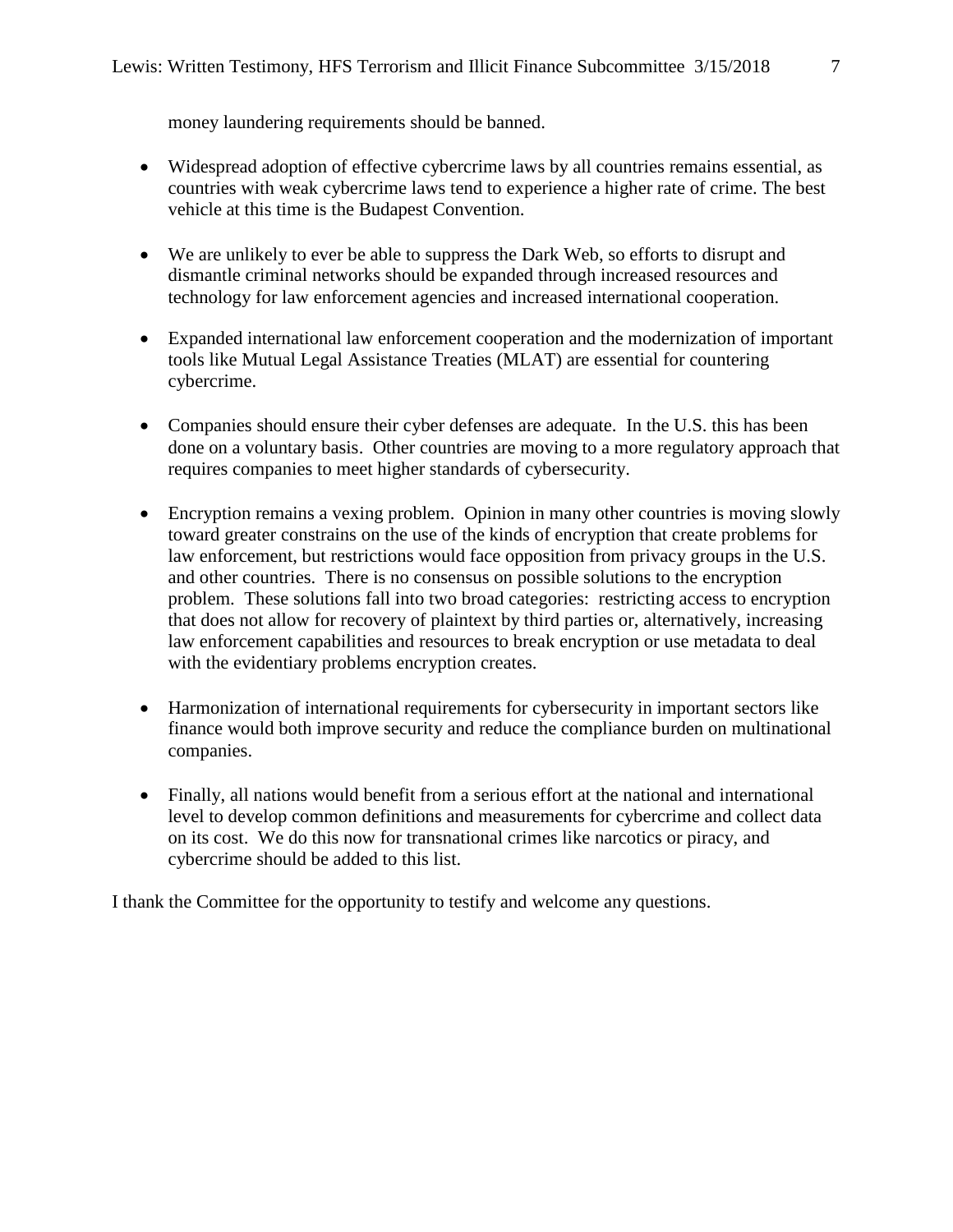money laundering requirements should be banned.

- Widespread adoption of effective cybercrime laws by all countries remains essential, as countries with weak cybercrime laws tend to experience a higher rate of crime. The best vehicle at this time is the Budapest Convention.

- We are unlikely to ever be able to suppress the Dark Web, so efforts to disrupt and dismantle criminal networks should be expanded through increased resources and technology for law enforcement agencies and increased international cooperation.

- Expanded international law enforcement cooperation and the modernization of important tools like Mutual Legal Assistance Treaties (MLAT) are essential for countering cybercrime.

- Companies should ensure their cyber defenses are adequate. In the U.S. this has been done on a voluntary basis. Other countries are moving to a more regulatory approach that requires companies to meet higher standards of cybersecurity.

- Encryption remains a vexing problem. Opinion in many other countries is moving slowly toward greater constrains on the use of the kinds of encryption that create problems for law enforcement, but restrictions would face opposition from privacy groups in the U.S. and other countries. There is no consensus on possible solutions to the encryption problem. These solutions fall into two broad categories: restricting access to encryption that does not allow for recovery of plaintext by third parties or, alternatively, increasing law enforcement capabilities and resources to break encryption or use metadata to deal with the evidentiary problems encryption creates.

- Harmonization of international requirements for cybersecurity in important sectors like finance would both improve security and reduce the compliance burden on multinational companies.

- Finally, all nations would benefit from a serious effort at the national and international level to develop common definitions and measurements for cybercrime and collect data on its cost. We do this now for transnational crimes like narcotics or piracy, and cybercrime should be added to this list.

I thank the Committee for the opportunity to testify and welcome any questions.